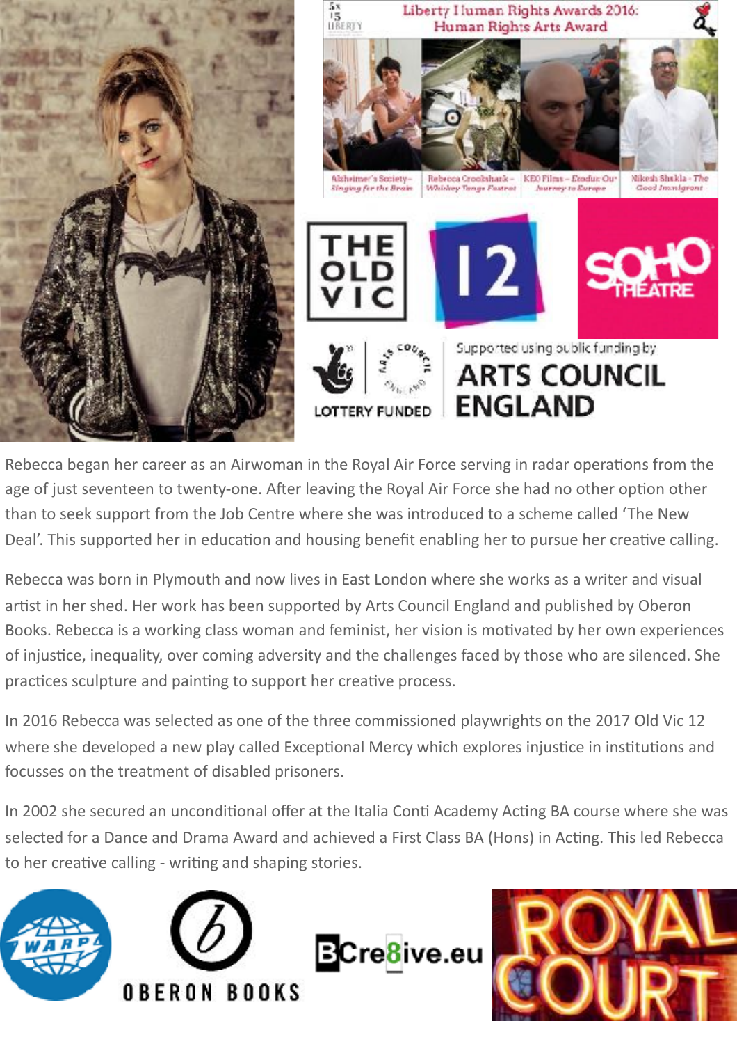Rebecca began her career as an Airwoman in the Royal Air Force serving in radar operations from the age of just seventeen to twenty-one. After leaving the Royal Air Force she had no other option other than to seek support from the Job Centre where she was introduced to a scheme called 'The New Deal'. This supported her in education and housing benefit enabling her to pursue her creative calling.

Rebecca was born in Plymouth and now lives in East London where she works as a writer and visual artist in her shed. Her work has been supported by Arts Council England and published by Oberon Books. Rebecca is a working class woman and feminist, her vision is motivated by her own experiences of injustice, inequality, over coming adversity and the challenges faced by those who are silenced. She practices sculpture and painting to support her creative process.

In 2016 Rebecca was selected as one of the three commissioned playwrights on the 2017 Old Vic 12 where she developed a new play called Exceptional Mercy which explores injustice in institutions and focusses on the treatment of disabled prisoners.

In 2002 she secured an unconditional offer at the Italia Conti Academy Acting BA course where she was selected for a Dance and Drama Award and achieved a First Class BA (Hons) in Acting. This led Rebecca to her creative calling - writing and shaping stories.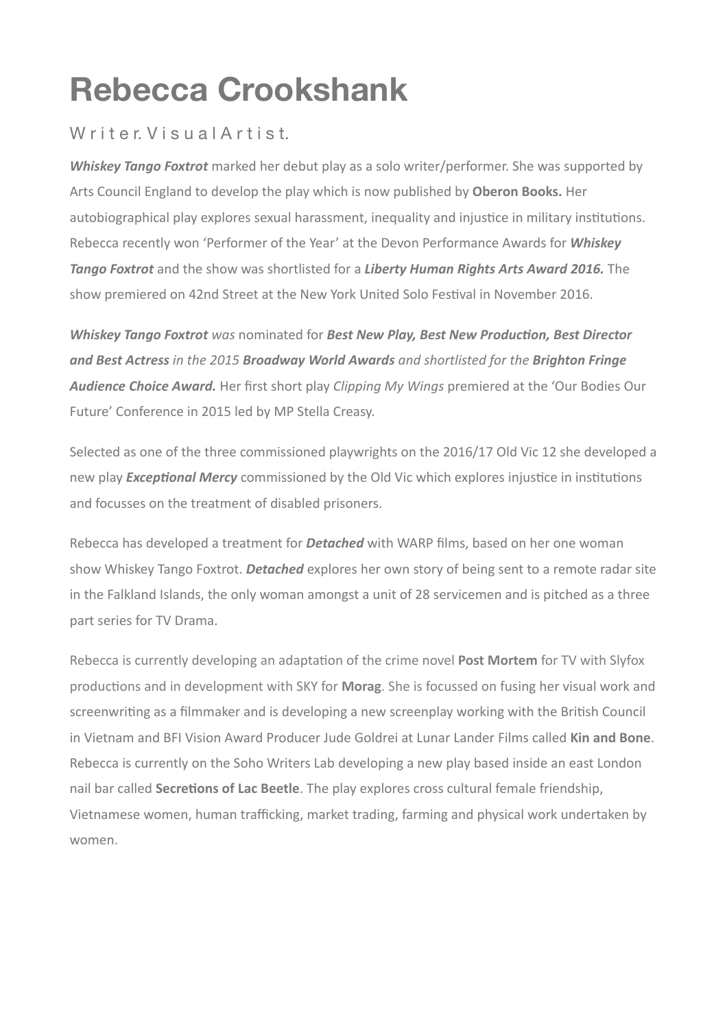# Rebecca Crookshank

W r i t e r. V i s u a l A r t i s t.

***Whiskey Tango Foxtrot*** marked her debut play as a solo writer/performer. She was supported by Arts Council England to develop the play which is now published by **Oberon Books.** Her autobiographical play explores sexual harassment, inequality and injustice in military institutions. Rebecca recently won 'Performer of the Year' at the Devon Performance Awards for ***Whiskey Tango Foxtrot*** and the show was shortlisted for a ***Liberty Human Rights Arts Award 2016.*** The show premiered on 42nd Street at the New York United Solo Festival in November 2016.

***Whiskey Tango Foxtrot*** *was* nominated for ***Best New Play, Best New Production, Best Director and Best Actress*** *in the 2015* ***Broadway World Awards*** *and shortlisted for the* ***Brighton Fringe Audience Choice Award.*** Her first short play *Clipping My Wings* premiered at the 'Our Bodies Our Future' Conference in 2015 led by MP Stella Creasy.

Selected as one of the three commissioned playwrights on the 2016/17 Old Vic 12 she developed a new play ***Exceptional Mercy*** commissioned by the Old Vic which explores injustice in institutions and focusses on the treatment of disabled prisoners.

Rebecca has developed a treatment for ***Detached*** with WARP films, based on her one woman show Whiskey Tango Foxtrot. ***Detached*** explores her own story of being sent to a remote radar site in the Falkland Islands, the only woman amongst a unit of 28 servicemen and is pitched as a three part series for TV Drama.

Rebecca is currently developing an adaptation of the crime novel **Post Mortem** for TV with Slyfox productions and in development with SKY for **Morag**. She is focussed on fusing her visual work and screenwriting as a filmmaker and is developing a new screenplay working with the British Council in Vietnam and BFI Vision Award Producer Jude Goldrei at Lunar Lander Films called **Kin and Bone**. Rebecca is currently on the Soho Writers Lab developing a new play based inside an east London nail bar called **Secretions of Lac Beetle**. The play explores cross cultural female friendship, Vietnamese women, human trafficking, market trading, farming and physical work undertaken by women.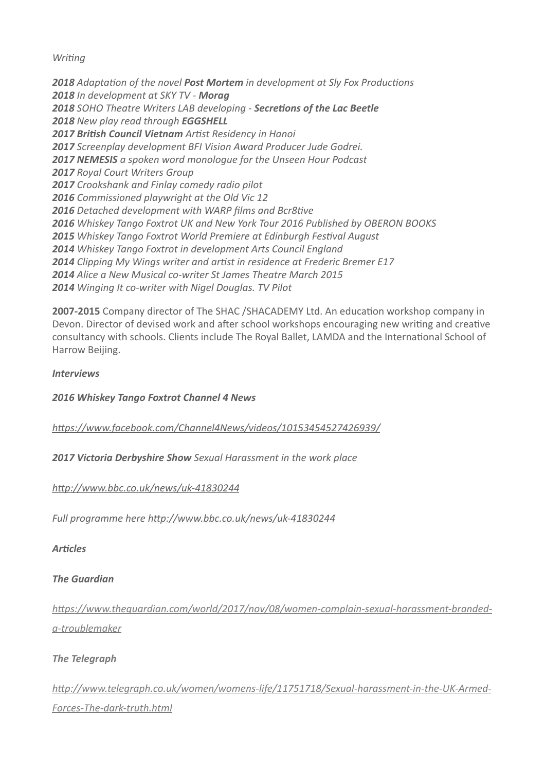*Writing*

***2018*** *Adaptation of the novel* ***Post Mortem*** *in development at Sly Fox Productions*
***2018*** *In development at SKY TV -* ***Morag***
***2018*** *SOHO Theatre Writers LAB developing -* ***Secretions of the Lac Beetle***
***2018*** *New play read through* ***EGGSHELL***
***2017 British Council Vietnam*** *Artist Residency in Hanoi*
***2017*** *Screenplay development BFI Vision Award Producer Jude Godrei.*
***2017 NEMESIS*** *a spoken word monologue for the Unseen Hour Podcast*
***2017*** *Royal Court Writers Group*
***2017*** *Crookshank and Finlay comedy radio pilot*
***2016*** *Commissioned playwright at the Old Vic 12*
***2016*** *Detached development with WARP films and Bcr8tive*
***2016*** *Whiskey Tango Foxtrot UK and New York Tour 2016 Published by OBERON BOOKS*
***2015*** *Whiskey Tango Foxtrot World Premiere at Edinburgh Festival August*
***2014*** *Whiskey Tango Foxtrot in development Arts Council England*
***2014*** *Clipping My Wings writer and artist in residence at Frederic Bremer E17*
***2014*** *Alice a New Musical co-writer St James Theatre March 2015*
***2014*** *Winging It co-writer with Nigel Douglas. TV Pilot*

**2007-2015** Company director of The SHAC /SHACADEMY Ltd. An education workshop company in Devon. Director of devised work and after school workshops encouraging new writing and creative consultancy with schools. Clients include The Royal Ballet, LAMDA and the International School of Harrow Beijing.

***Interviews***

***2016 Whiskey Tango Foxtrot Channel 4 News***

*https://www.facebook.com/Channel4News/videos/10153454527426939/*

***2017 Victoria Derbyshire Show*** *Sexual Harassment in the work place*

*http://www.bbc.co.uk/news/uk-41830244*

*Full programme here http://www.bbc.co.uk/news/uk-41830244*

***Articles***

***The Guardian***

*https://www.theguardian.com/world/2017/nov/08/women-complain-sexual-harassment-branded-a-troublemaker*

***The Telegraph***

*http://www.telegraph.co.uk/women/womens-life/11751718/Sexual-harassment-in-the-UK-Armed-Forces-The-dark-truth.html*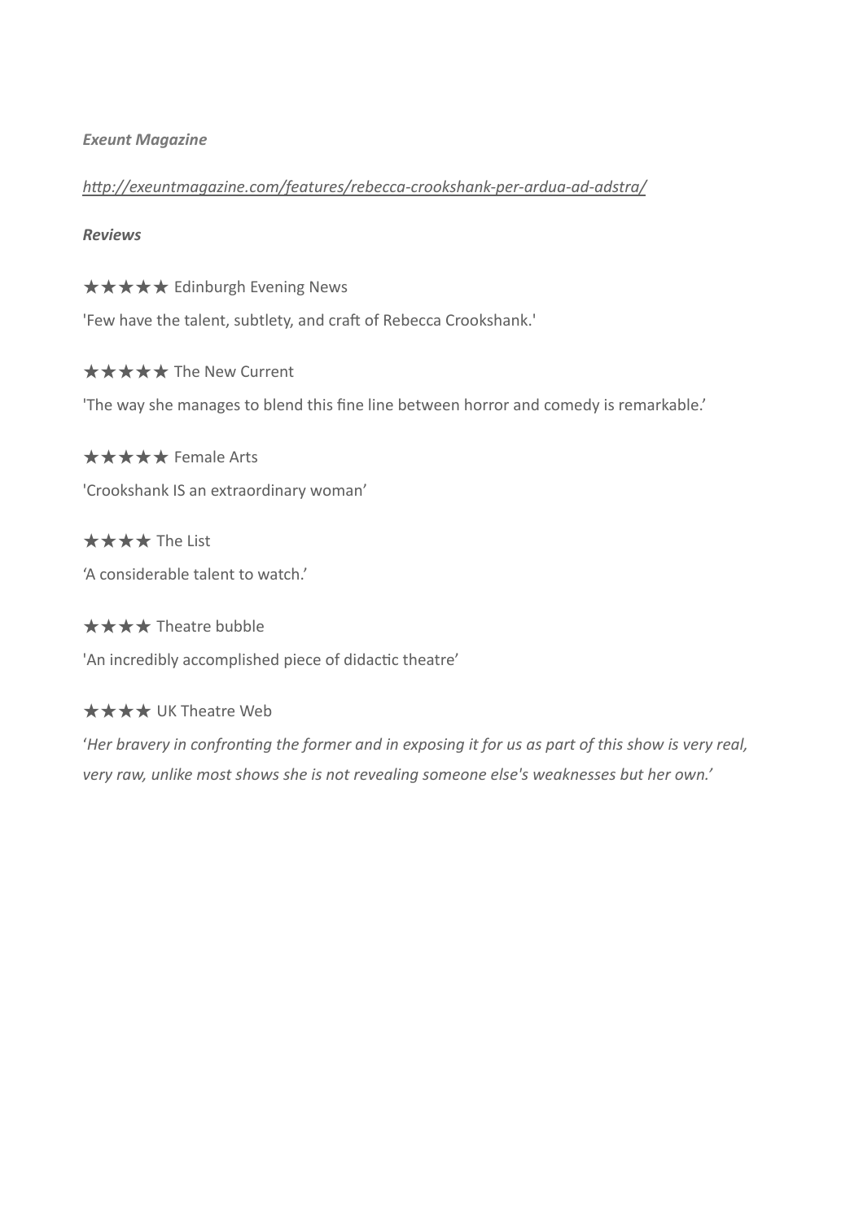***Exeunt Magazine***

*[http://exeuntmagazine.com/features/rebecca-crookshank-per-ardua-ad-adstra/](http://exeuntmagazine.com/features/rebecca-crookshank-per-ardua-ad-adstra/)*

***Reviews***

★★★★★ Edinburgh Evening News

'Few have the talent, subtlety, and craft of Rebecca Crookshank.'

★★★★★ The New Current

'The way she manages to blend this fine line between horror and comedy is remarkable.'

★★★★★ Female Arts

'Crookshank IS an extraordinary woman'

★★★★ The List

'A considerable talent to watch.'

★★★★ Theatre bubble

'An incredibly accomplished piece of didactic theatre'

★★★★ UK Theatre Web

'*Her bravery in confronting the former and in exposing it for us as part of this show is very real, very raw, unlike most shows she is not revealing someone else's weaknesses but her own.*'